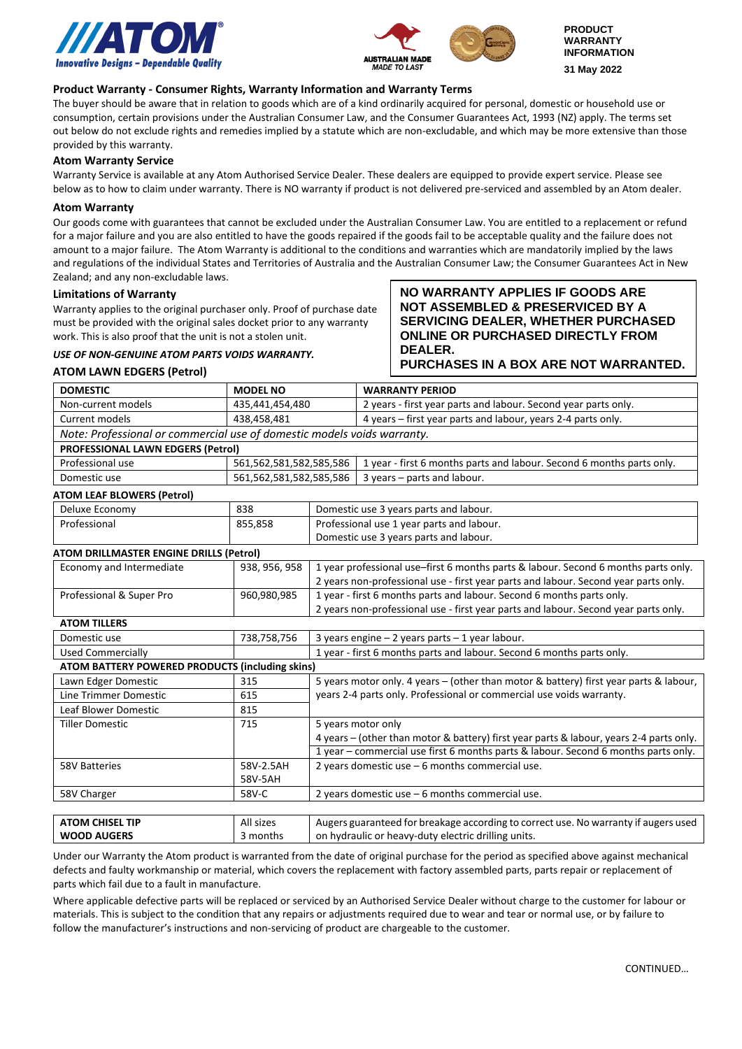**PRODUCT WARRANTY INFORMATION**

**31 May 2022**

## Product Warranty - Consumer Rights, Warranty Information and Warranty Terms

The buyer should be aware that in relation to goods which are of a kind ordinarily acquired for personal, domestic or household use or consumption, certain provisions under the Australian Consumer Law, and the Consumer Guarantees Act, 1993 (NZ) apply. The terms set out below do not exclude rights and remedies implied by a statute which are non-excludable, and which may be more extensive than those provided by this warranty.

### Atom Warranty Service

Warranty Service is available at any Atom Authorised Service Dealer. These dealers are equipped to provide expert service. Please see below as to how to claim under warranty. There is NO warranty if product is not delivered pre-serviced and assembled by an Atom dealer.

### Atom Warranty

Our goods come with guarantees that cannot be excluded under the Australian Consumer Law. You are entitled to a replacement or refund for a major failure and you are also entitled to have the goods repaired if the goods fail to be acceptable quality and the failure does not amount to a major failure. The Atom Warranty is additional to the conditions and warranties which are mandatorily implied by the laws and regulations of the individual States and Territories of Australia and the Australian Consumer Law; the Consumer Guarantees Act in New Zealand; and any non-excludable laws.

### Limitations of Warranty

Warranty applies to the original purchaser only. Proof of purchase date must be provided with the original sales docket prior to any warranty work. This is also proof that the unit is not a stolen unit.

***USE OF NON-GENUINE ATOM PARTS VOIDS WARRANTY.***

**NO WARRANTY APPLIES IF GOODS ARE NOT ASSEMBLED & PRESERVICED BY A SERVICING DEALER, WHETHER PURCHASED ONLINE OR PURCHASED DIRECTLY FROM DEALER.**
**PURCHASES IN A BOX ARE NOT WARRANTED.**

### ATOM LAWN EDGERS (Petrol)

| DOMESTIC | MODEL NO | WARRANTY PERIOD |
|---|---|---|
| Non-current models | 435,441,454,480 | 2 years - first year parts and labour. Second year parts only. |
| Current models | 438,458,481 | 4 years – first year parts and labour, years 2-4 parts only. |
| *Note: Professional or commercial use of domestic models voids warranty.* | | |
| **PROFESSIONAL LAWN EDGERS (Petrol)** | | |
| Professional use | 561,562,581,582,585,586 | 1 year - first 6 months parts and labour. Second 6 months parts only. |
| Domestic use | 561,562,581,582,585,586 | 3 years – parts and labour. |

### ATOM LEAF BLOWERS (Petrol)

| | | |
|---|---|---|
| Deluxe Economy | 838 | Domestic use 3 years parts and labour. |
| Professional | 855,858 | Professional use 1 year parts and labour.<br>Domestic use 3 years parts and labour. |

### ATOM DRILLMASTER ENGINE DRILLS (Petrol)

| | | |
|---|---|---|
| Economy and Intermediate | 938, 956, 958 | 1 year professional use–first 6 months parts & labour. Second 6 months parts only.<br>2 years non-professional use - first year parts and labour. Second year parts only. |
| Professional & Super Pro | 960,980,985 | 1 year - first 6 months parts and labour. Second 6 months parts only.<br>2 years non-professional use - first year parts and labour. Second year parts only. |

### ATOM TILLERS

| | | |
|---|---|---|
| Domestic use | 738,758,756 | 3 years engine – 2 years parts – 1 year labour. |
| Used Commercially | | 1 year - first 6 months parts and labour. Second 6 months parts only. |

### ATOM BATTERY POWERED PRODUCTS (including skins)

| | | |
|---|---|---|
| Lawn Edger Domestic | 315 | 5 years motor only. 4 years – (other than motor & battery) first year parts & labour, years 2-4 parts only. Professional or commercial use voids warranty. |
| Line Trimmer Domestic | 615 | |
| Leaf Blower Domestic | 815 | |
| Tiller Domestic | 715 | 5 years motor only<br>4 years – (other than motor & battery) first year parts & labour, years 2-4 parts only.<br>1 year – commercial use first 6 months parts & labour. Second 6 months parts only. |
| 58V Batteries | 58V-2.5AH<br>58V-5AH | 2 years domestic use – 6 months commercial use. |
| 58V Charger | 58V-C | 2 years domestic use – 6 months commercial use. |

| | | |
|---|---|---|
| **ATOM CHISEL TIP WOOD AUGERS** | All sizes<br>3 months | Augers guaranteed for breakage according to correct use. No warranty if augers used on hydraulic or heavy-duty electric drilling units. |

Under our Warranty the Atom product is warranted from the date of original purchase for the period as specified above against mechanical defects and faulty workmanship or material, which covers the replacement with factory assembled parts, parts repair or replacement of parts which fail due to a fault in manufacture.

Where applicable defective parts will be replaced or serviced by an Authorised Service Dealer without charge to the customer for labour or materials. This is subject to the condition that any repairs or adjustments required due to wear and tear or normal use, or by failure to follow the manufacturer's instructions and non-servicing of product are chargeable to the customer.

CONTINUED…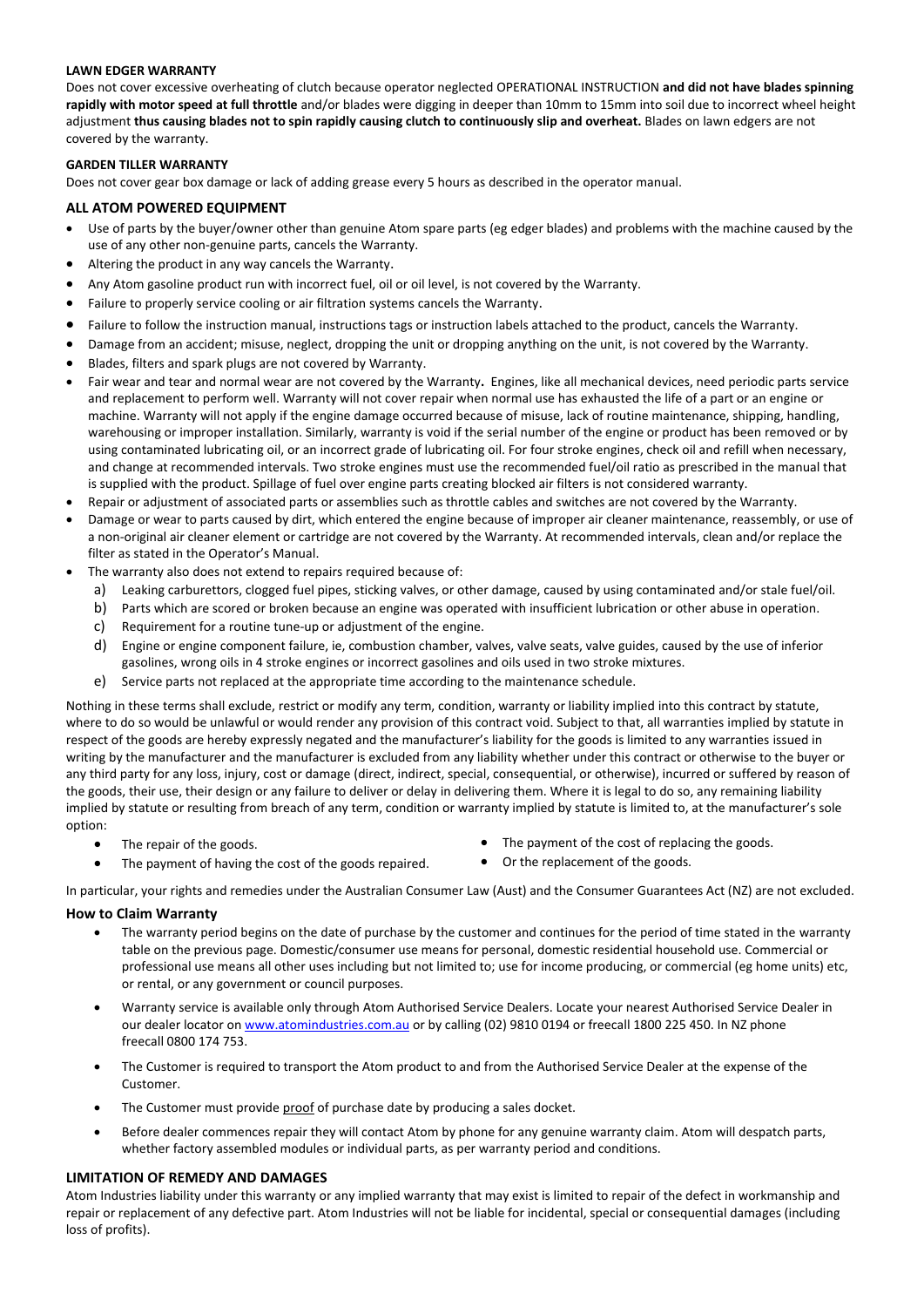**LAWN EDGER WARRANTY**

Does not cover excessive overheating of clutch because operator neglected OPERATIONAL INSTRUCTION **and did not have blades spinning rapidly with motor speed at full throttle** and/or blades were digging in deeper than 10mm to 15mm into soil due to incorrect wheel height adjustment **thus causing blades not to spin rapidly causing clutch to continuously slip and overheat.** Blades on lawn edgers are not covered by the warranty.

**GARDEN TILLER WARRANTY**

Does not cover gear box damage or lack of adding grease every 5 hours as described in the operator manual.

## ALL ATOM POWERED EQUIPMENT

- Use of parts by the buyer/owner other than genuine Atom spare parts (eg edger blades) and problems with the machine caused by the use of any other non-genuine parts, cancels the Warranty.
- Altering the product in any way cancels the Warranty.
- Any Atom gasoline product run with incorrect fuel, oil or oil level, is not covered by the Warranty.
- Failure to properly service cooling or air filtration systems cancels the Warranty.
- Failure to follow the instruction manual, instructions tags or instruction labels attached to the product, cancels the Warranty.
- Damage from an accident; misuse, neglect, dropping the unit or dropping anything on the unit, is not covered by the Warranty.
- Blades, filters and spark plugs are not covered by Warranty.
- Fair wear and tear and normal wear are not covered by the Warranty**.** Engines, like all mechanical devices, need periodic parts service and replacement to perform well. Warranty will not cover repair when normal use has exhausted the life of a part or an engine or machine. Warranty will not apply if the engine damage occurred because of misuse, lack of routine maintenance, shipping, handling, warehousing or improper installation. Similarly, warranty is void if the serial number of the engine or product has been removed or by using contaminated lubricating oil, or an incorrect grade of lubricating oil. For four stroke engines, check oil and refill when necessary, and change at recommended intervals. Two stroke engines must use the recommended fuel/oil ratio as prescribed in the manual that is supplied with the product. Spillage of fuel over engine parts creating blocked air filters is not considered warranty.
- Repair or adjustment of associated parts or assemblies such as throttle cables and switches are not covered by the Warranty.
- Damage or wear to parts caused by dirt, which entered the engine because of improper air cleaner maintenance, reassembly, or use of a non-original air cleaner element or cartridge are not covered by the Warranty. At recommended intervals, clean and/or replace the filter as stated in the Operator's Manual.
- The warranty also does not extend to repairs required because of:
  a) Leaking carburettors, clogged fuel pipes, sticking valves, or other damage, caused by using contaminated and/or stale fuel/oil.
  b) Parts which are scored or broken because an engine was operated with insufficient lubrication or other abuse in operation.
  c) Requirement for a routine tune-up or adjustment of the engine.
  d) Engine or engine component failure, ie, combustion chamber, valves, valve seats, valve guides, caused by the use of inferior gasolines, wrong oils in 4 stroke engines or incorrect gasolines and oils used in two stroke mixtures.
  e) Service parts not replaced at the appropriate time according to the maintenance schedule.

Nothing in these terms shall exclude, restrict or modify any term, condition, warranty or liability implied into this contract by statute, where to do so would be unlawful or would render any provision of this contract void. Subject to that, all warranties implied by statute in respect of the goods are hereby expressly negated and the manufacturer's liability for the goods is limited to any warranties issued in writing by the manufacturer and the manufacturer is excluded from any liability whether under this contract or otherwise to the buyer or any third party for any loss, injury, cost or damage (direct, indirect, special, consequential, or otherwise), incurred or suffered by reason of the goods, their use, their design or any failure to deliver or delay in delivering them. Where it is legal to do so, any remaining liability implied by statute or resulting from breach of any term, condition or warranty implied by statute is limited to, at the manufacturer's sole option:

- The repair of the goods.
- The payment of having the cost of the goods repaired.
- The payment of the cost of replacing the goods.
- Or the replacement of the goods.

In particular, your rights and remedies under the Australian Consumer Law (Aust) and the Consumer Guarantees Act (NZ) are not excluded.

## How to Claim Warranty

- The warranty period begins on the date of purchase by the customer and continues for the period of time stated in the warranty table on the previous page. Domestic/consumer use means for personal, domestic residential household use. Commercial or professional use means all other uses including but not limited to; use for income producing, or commercial (eg home units) etc, or rental, or any government or council purposes.
- Warranty service is available only through Atom Authorised Service Dealers. Locate your nearest Authorised Service Dealer in our dealer locator on www.atomindustries.com.au or by calling (02) 9810 0194 or freecall 1800 225 450. In NZ phone freecall 0800 174 753.
- The Customer is required to transport the Atom product to and from the Authorised Service Dealer at the expense of the Customer.
- The Customer must provide proof of purchase date by producing a sales docket.
- Before dealer commences repair they will contact Atom by phone for any genuine warranty claim. Atom will despatch parts, whether factory assembled modules or individual parts, as per warranty period and conditions.

## LIMITATION OF REMEDY AND DAMAGES

Atom Industries liability under this warranty or any implied warranty that may exist is limited to repair of the defect in workmanship and repair or replacement of any defective part. Atom Industries will not be liable for incidental, special or consequential damages (including loss of profits).